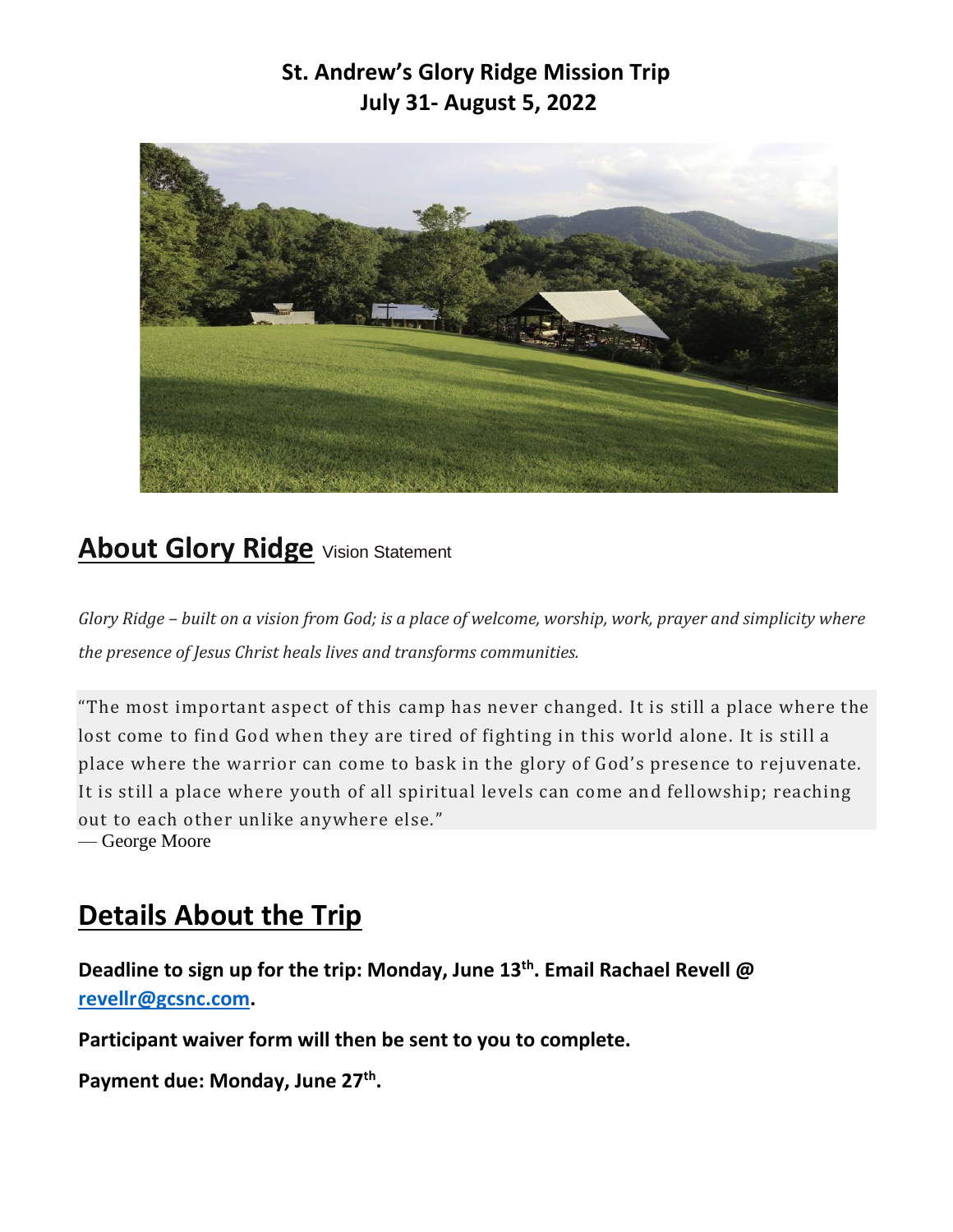# St. Andrew's Glory Ridge Mission Trip
# July 31- August 5, 2022

## About Glory Ridge Vision Statement

*Glory Ridge – built on a vision from God; is a place of welcome, worship, work, prayer and simplicity where the presence of Jesus Christ heals lives and transforms communities.*

"The most important aspect of this camp has never changed. It is still a place where the lost come to find God when they are tired of fighting in this world alone. It is still a place where the warrior can come to bask in the glory of God's presence to rejuvenate. It is still a place where youth of all spiritual levels can come and fellowship; reaching out to each other unlike anywhere else."
— George Moore

## Details About the Trip

**Deadline to sign up for the trip: Monday, June 13th. Email Rachael Revell @ revellr@gcsnc.com.**

**Participant waiver form will then be sent to you to complete.**

**Payment due: Monday, June 27th.**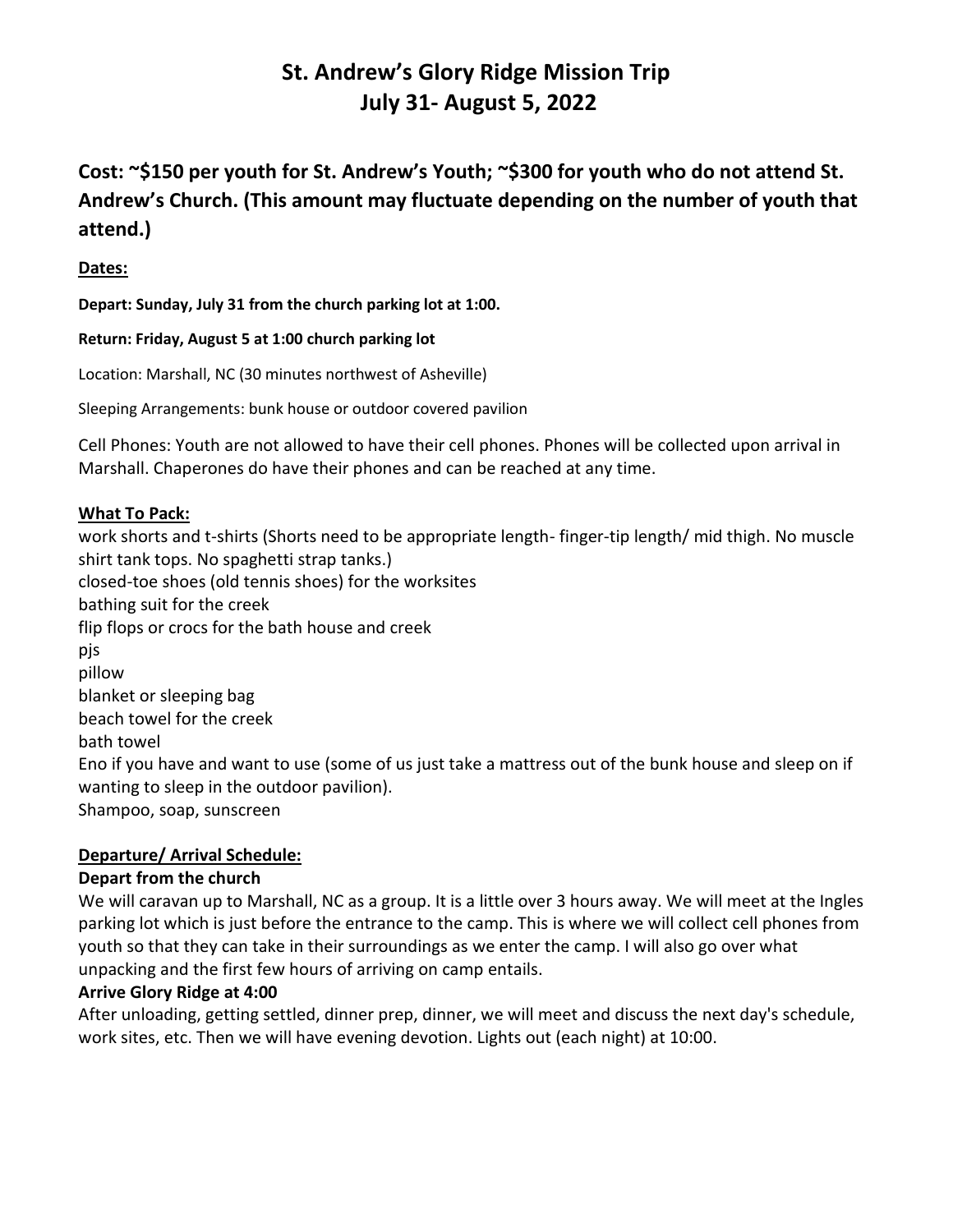# St. Andrew's Glory Ridge Mission Trip
# July 31- August 5, 2022

## Cost: ~$150 per youth for St. Andrew's Youth; ~$300 for youth who do not attend St. Andrew's Church. (This amount may fluctuate depending on the number of youth that attend.)

**Dates:**

**Depart: Sunday, July 31 from the church parking lot at 1:00.**

**Return: Friday, August 5 at 1:00 church parking lot**

Location: Marshall, NC (30 minutes northwest of Asheville)

Sleeping Arrangements: bunk house or outdoor covered pavilion

Cell Phones: Youth are not allowed to have their cell phones. Phones will be collected upon arrival in Marshall. Chaperones do have their phones and can be reached at any time.

**What To Pack:**

work shorts and t-shirts (Shorts need to be appropriate length- finger-tip length/ mid thigh. No muscle shirt tank tops. No spaghetti strap tanks.)
closed-toe shoes (old tennis shoes) for the worksites
bathing suit for the creek
flip flops or crocs for the bath house and creek
pjs
pillow
blanket or sleeping bag
beach towel for the creek
bath towel
Eno if you have and want to use (some of us just take a mattress out of the bunk house and sleep on if wanting to sleep in the outdoor pavilion).
Shampoo, soap, sunscreen

**Departure/ Arrival Schedule:**

**Depart from the church**

We will caravan up to Marshall, NC as a group. It is a little over 3 hours away. We will meet at the Ingles parking lot which is just before the entrance to the camp. This is where we will collect cell phones from youth so that they can take in their surroundings as we enter the camp. I will also go over what unpacking and the first few hours of arriving on camp entails.

**Arrive Glory Ridge at 4:00**

After unloading, getting settled, dinner prep, dinner, we will meet and discuss the next day's schedule, work sites, etc. Then we will have evening devotion. Lights out (each night) at 10:00.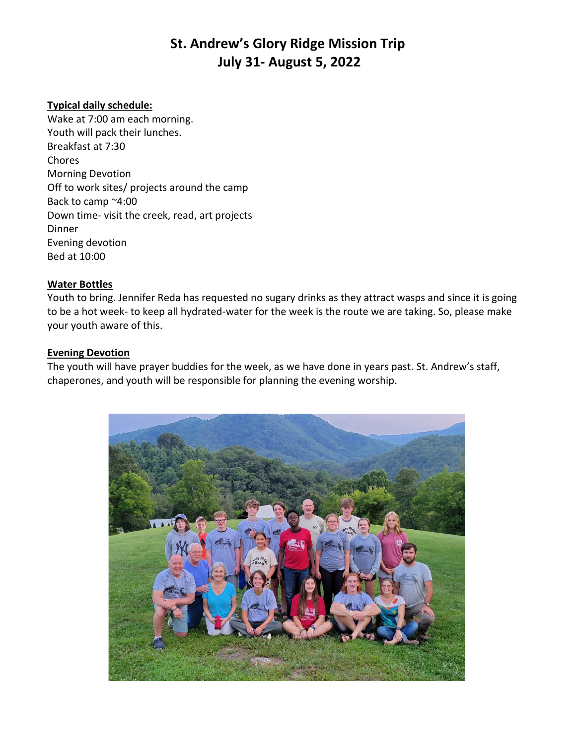# St. Andrew's Glory Ridge Mission Trip
# July 31- August 5, 2022

**Typical daily schedule:**

Wake at 7:00 am each morning.
Youth will pack their lunches.
Breakfast at 7:30
Chores
Morning Devotion
Off to work sites/ projects around the camp
Back to camp ~4:00
Down time- visit the creek, read, art projects
Dinner
Evening devotion
Bed at 10:00

**Water Bottles**

Youth to bring. Jennifer Reda has requested no sugary drinks as they attract wasps and since it is going to be a hot week- to keep all hydrated-water for the week is the route we are taking. So, please make your youth aware of this.

**Evening Devotion**

The youth will have prayer buddies for the week, as we have done in years past. St. Andrew's staff, chaperones, and youth will be responsible for planning the evening worship.